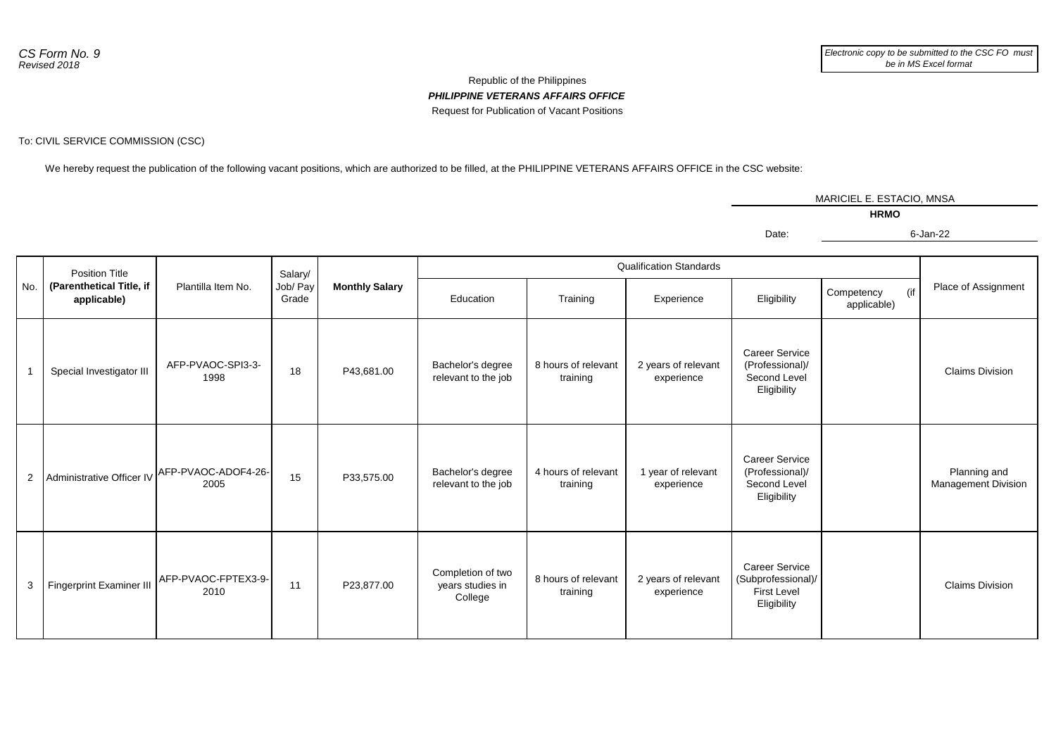*CS Form No. 9*
*Revised 2018*

*Electronic copy to be submitted to the CSC FO must be in MS Excel format*

Republic of the Philippines

***PHILIPPINE VETERANS AFFAIRS OFFICE***

Request for Publication of Vacant Positions

To: CIVIL SERVICE COMMISSION (CSC)

We hereby request the publication of the following vacant positions, which are authorized to be filled, at the PHILIPPINE VETERANS AFFAIRS OFFICE in the CSC website:

MARICIEL E. ESTACIO, MNSA

**HRMO**

Date: 6-Jan-22

| No. | Position Title **(Parenthetical Title, if applicable)** | Plantilla Item No. | Salary/ Job/ Pay Grade | **Monthly Salary** | Qualification Standards | | | | | Place of Assignment |
|---|---|---|---|---|---|---|---|---|---|---|
| | | | | | Education | Training | Experience | Eligibility | Competency (if applicable) | |
| 1 | Special Investigator III | AFP-PVAOC-SPI3-3-1998 | 18 | P43,681.00 | Bachelor's degree relevant to the job | 8 hours of relevant training | 2 years of relevant experience | Career Service (Professional)/ Second Level Eligibility | | Claims Division |
| 2 | Administrative Officer IV | AFP-PVAOC-ADOF4-26-2005 | 15 | P33,575.00 | Bachelor's degree relevant to the job | 4 hours of relevant training | 1 year of relevant experience | Career Service (Professional)/ Second Level Eligibility | | Planning and Management Division |
| 3 | Fingerprint Examiner III | AFP-PVAOC-FPTEX3-9-2010 | 11 | P23,877.00 | Completion of two years studies in College | 8 hours of relevant training | 2 years of relevant experience | Career Service (Subprofessional)/ First Level Eligibility | | Claims Division |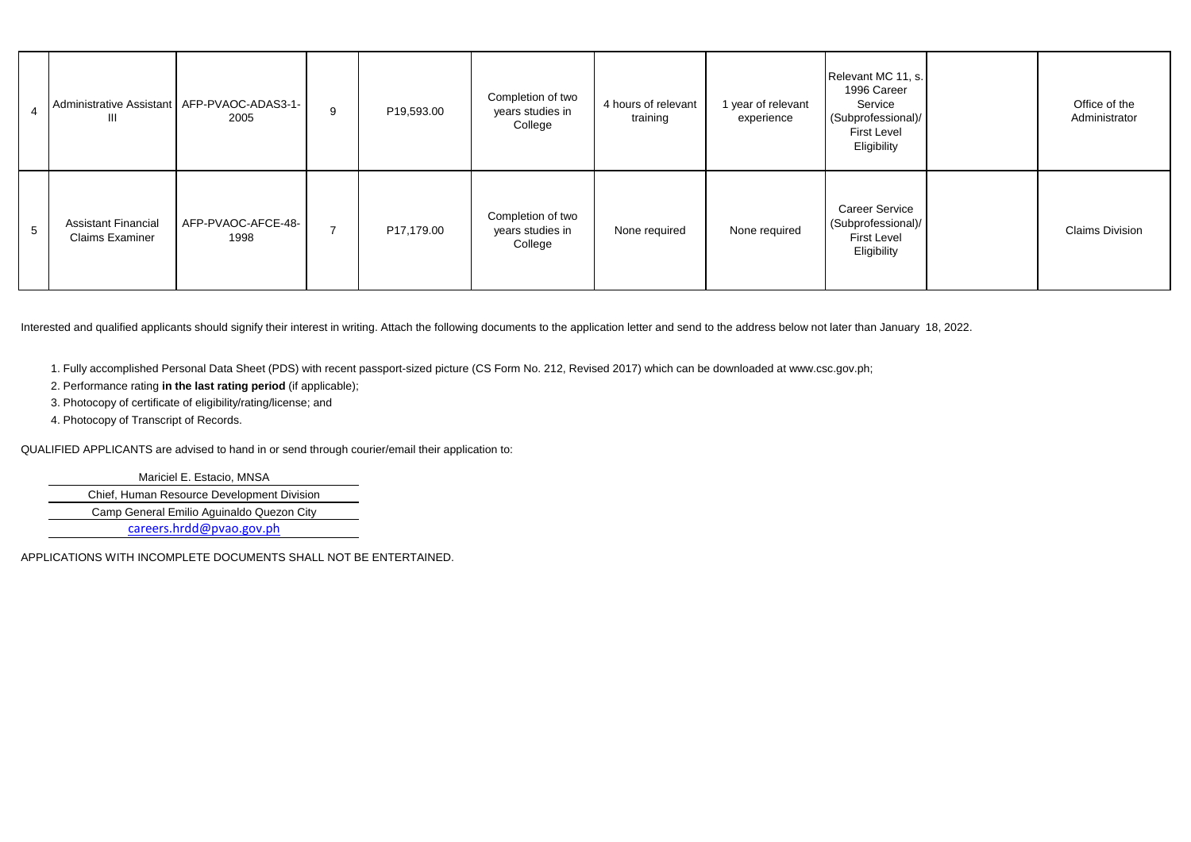| | | | | | | | | | | |
|---|---|---|---|---|---|---|---|---|---|---|
| 4 | Administrative Assistant III | AFP-PVAOC-ADAS3-1-2005 | 9 | P19,593.00 | Completion of two years studies in College | 4 hours of relevant training | 1 year of relevant experience | Relevant MC 11, s. 1996 Career Service (Subprofessional)/ First Level Eligibility | | Office of the Administrator |
| 5 | Assistant Financial Claims Examiner | AFP-PVAOC-AFCE-48-1998 | 7 | P17,179.00 | Completion of two years studies in College | None required | None required | Career Service (Subprofessional)/ First Level Eligibility | | Claims Division |

Interested and qualified applicants should signify their interest in writing. Attach the following documents to the application letter and send to the address below not later than January 18, 2022.

1. Fully accomplished Personal Data Sheet (PDS) with recent passport-sized picture (CS Form No. 212, Revised 2017) which can be downloaded at www.csc.gov.ph;
2. Performance rating **in the last rating period** (if applicable);
3. Photocopy of certificate of eligibility/rating/license; and
4. Photocopy of Transcript of Records.

QUALIFIED APPLICANTS are advised to hand in or send through courier/email their application to:

Mariciel E. Estacio, MNSA
Chief, Human Resource Development Division
Camp General Emilio Aguinaldo Quezon City
careers.hrdd@pvao.gov.ph

APPLICATIONS WITH INCOMPLETE DOCUMENTS SHALL NOT BE ENTERTAINED.